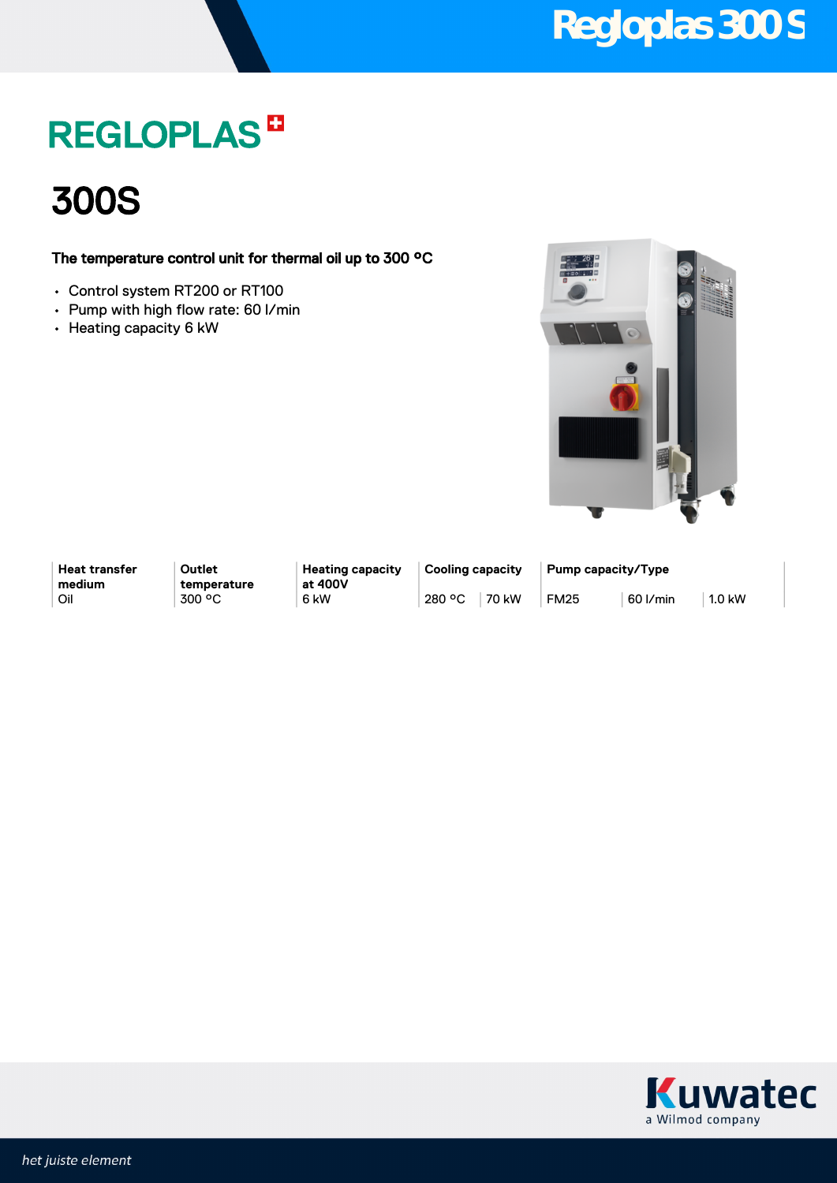# REGLOPLAS

## 300S

**The temperature control unit for thermal oil up to 300 °C**

- Control system RT200 or RT100
- Pump with high flow rate: 60 l/min
- Heating capacity 6 kW

| Heat transfer medium | Outlet temperature | Heating capacity at 400V | Cooling capacity | | Pump capacity/Type | | |
|---|---|---|---|---|---|---|---|
| Oil | 300 °C | 6 kW | 280 °C | 70 kW | FM25 | 60 l/min | 1.0 kW |

Kuwatec
a Wilmod company

*het juiste element*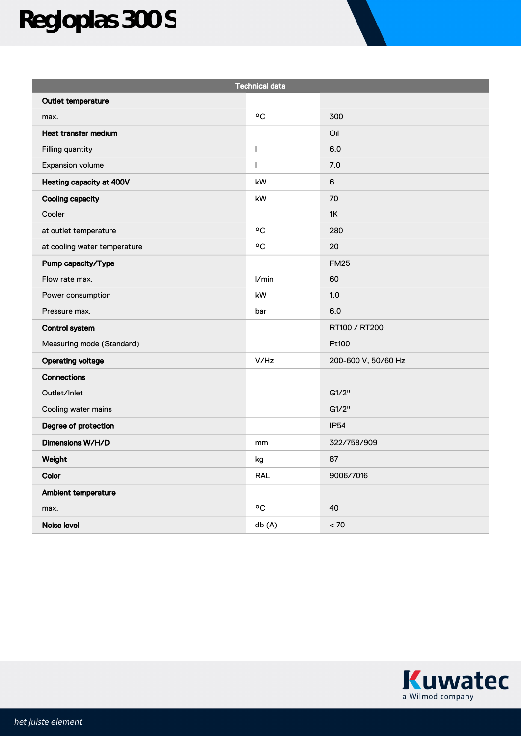# Regloplas 300 S

| Technical data | | |
|---|---|---|
| **Outlet temperature** | | |
| max. | °C | 300 |
| **Heat transfer medium** | | Oil |
| Filling quantity | l | 6.0 |
| Expansion volume | l | 7.0 |
| **Heating capacity at 400V** | kW | 6 |
| **Cooling capacity** | kW | 70 |
| Cooler | | 1K |
| at outlet temperature | °C | 280 |
| at cooling water temperature | °C | 20 |
| **Pump capacity/Type** | | FM25 |
| Flow rate max. | l/min | 60 |
| Power consumption | kW | 1.0 |
| Pressure max. | bar | 6.0 |
| **Control system** | | RT100 / RT200 |
| Measuring mode (Standard) | | Pt100 |
| **Operating voltage** | V/Hz | 200-600 V, 50/60 Hz |
| **Connections** | | |
| Outlet/Inlet | | G1/2" |
| Cooling water mains | | G1/2" |
| **Degree of protection** | | IP54 |
| **Dimensions W/H/D** | mm | 322/758/909 |
| **Weight** | kg | 87 |
| **Color** | RAL | 9006/7016 |
| **Ambient temperature** | | |
| max. | °C | 40 |
| **Noise level** | db (A) | < 70 |

Kuwatec
a Wilmod company

*het juiste element*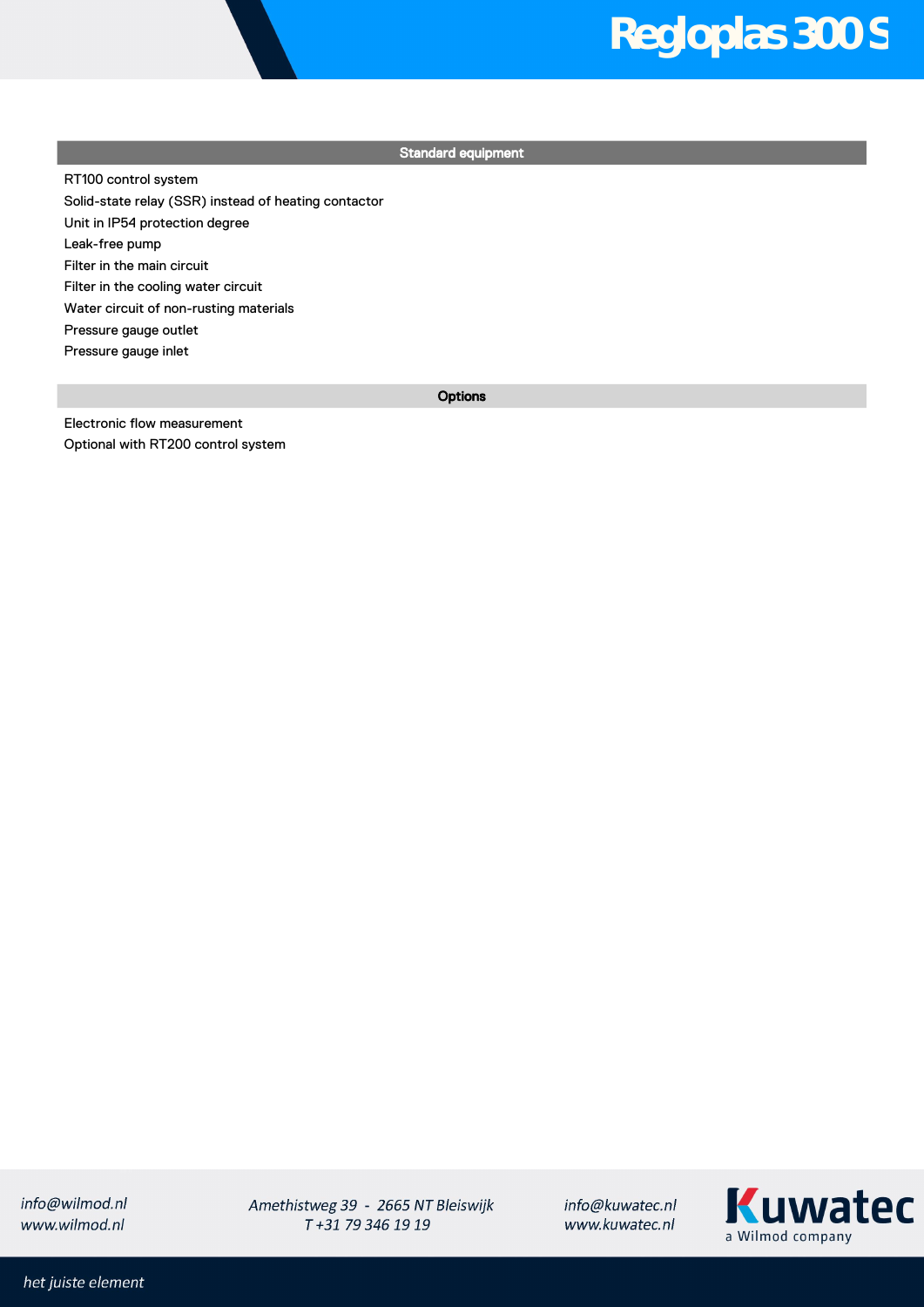## Standard equipment

- RT100 control system
- Solid-state relay (SSR) instead of heating contactor
- Unit in IP54 protection degree
- Leak-free pump
- Filter in the main circuit
- Filter in the cooling water circuit
- Water circuit of non-rusting materials
- Pressure gauge outlet
- Pressure gauge inlet

## Options

- Electronic flow measurement
- Optional with RT200 control system